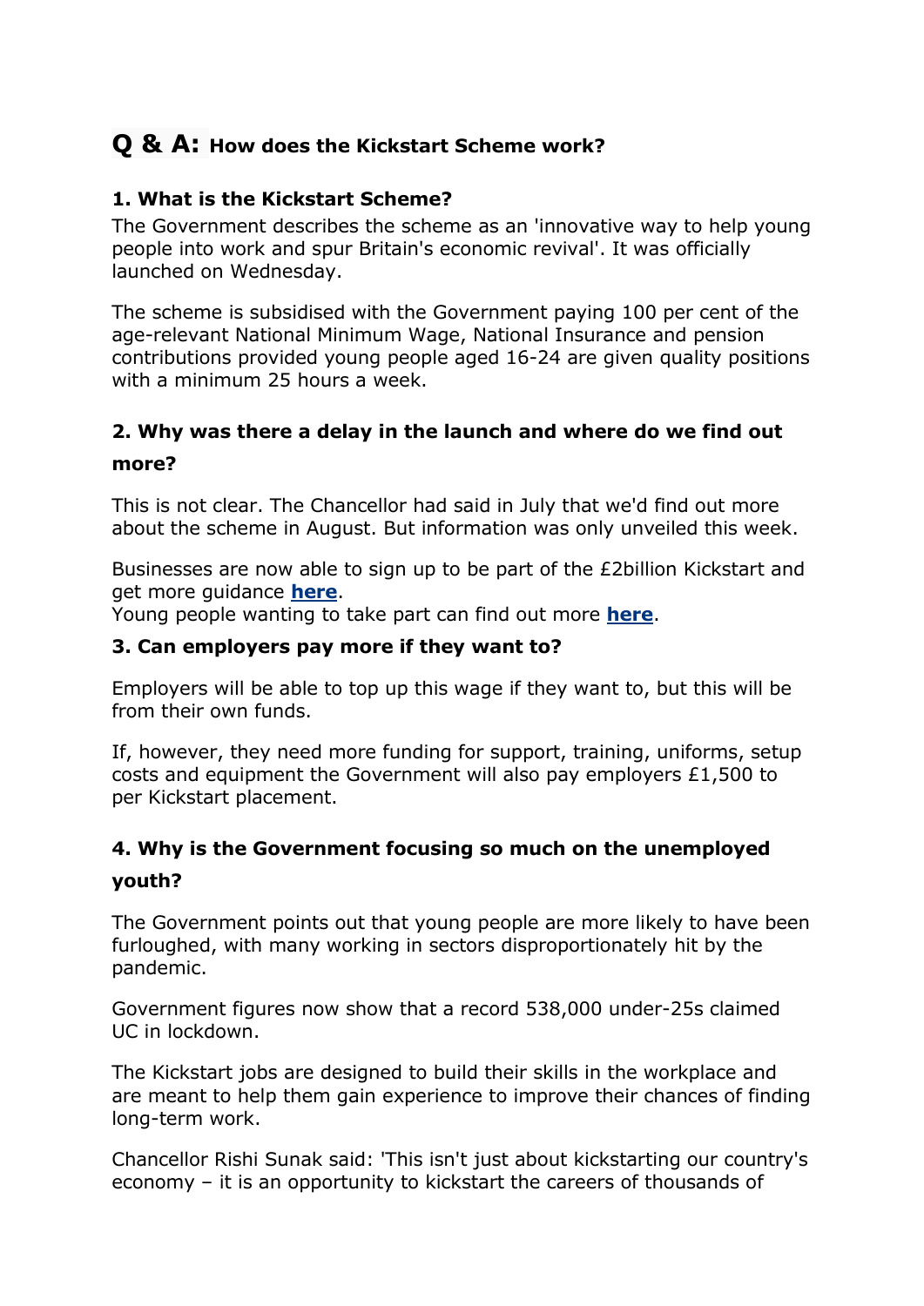# Q & A: How does the Kickstart Scheme work?

### 1. What is the Kickstart Scheme?

The Government describes the scheme as an 'innovative way to help young people into work and spur Britain's economic revival'. It was officially launched on Wednesday.

The scheme is subsidised with the Government paying 100 per cent of the age-relevant National Minimum Wage, National Insurance and pension contributions provided young people aged 16-24 are given quality positions with a minimum 25 hours a week.

### 2. Why was there a delay in the launch and where do we find out more?

This is not clear. The Chancellor had said in July that we'd find out more about the scheme in August. But information was only unveiled this week.

Businesses are now able to sign up to be part of the £2billion Kickstart and get more guidance **here**.
Young people wanting to take part can find out more **here**.

### 3. Can employers pay more if they want to?

Employers will be able to top up this wage if they want to, but this will be from their own funds.

If, however, they need more funding for support, training, uniforms, setup costs and equipment the Government will also pay employers £1,500 to per Kickstart placement.

### 4. Why is the Government focusing so much on the unemployed youth?

The Government points out that young people are more likely to have been furloughed, with many working in sectors disproportionately hit by the pandemic.

Government figures now show that a record 538,000 under-25s claimed UC in lockdown.

The Kickstart jobs are designed to build their skills in the workplace and are meant to help them gain experience to improve their chances of finding long-term work.

Chancellor Rishi Sunak said: 'This isn't just about kickstarting our country's economy – it is an opportunity to kickstart the careers of thousands of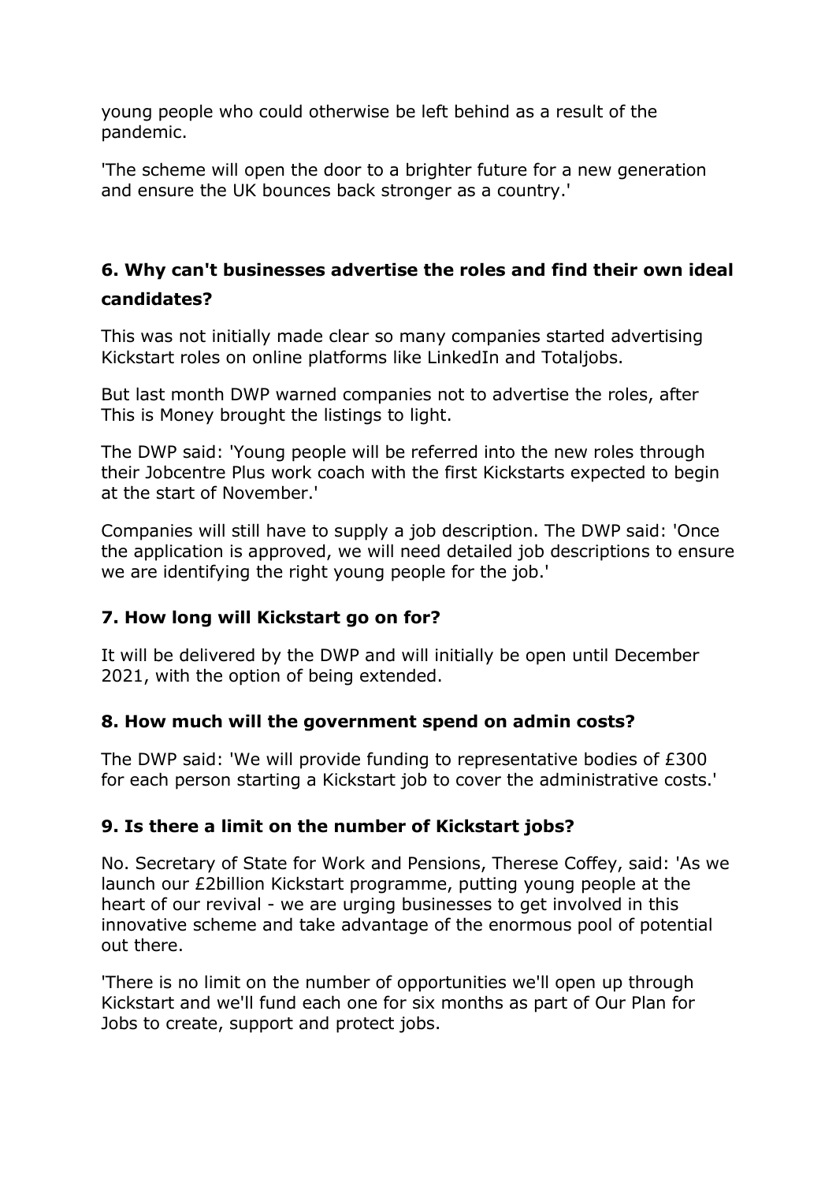young people who could otherwise be left behind as a result of the pandemic.

'The scheme will open the door to a brighter future for a new generation and ensure the UK bounces back stronger as a country.'

### 6. Why can't businesses advertise the roles and find their own ideal candidates?

This was not initially made clear so many companies started advertising Kickstart roles on online platforms like LinkedIn and Totaljobs.

But last month DWP warned companies not to advertise the roles, after This is Money brought the listings to light.

The DWP said: 'Young people will be referred into the new roles through their Jobcentre Plus work coach with the first Kickstarts expected to begin at the start of November.'

Companies will still have to supply a job description. The DWP said: 'Once the application is approved, we will need detailed job descriptions to ensure we are identifying the right young people for the job.'

### 7. How long will Kickstart go on for?

It will be delivered by the DWP and will initially be open until December 2021, with the option of being extended.

### 8. How much will the government spend on admin costs?

The DWP said: 'We will provide funding to representative bodies of £300 for each person starting a Kickstart job to cover the administrative costs.'

### 9. Is there a limit on the number of Kickstart jobs?

No. Secretary of State for Work and Pensions, Therese Coffey, said: 'As we launch our £2billion Kickstart programme, putting young people at the heart of our revival - we are urging businesses to get involved in this innovative scheme and take advantage of the enormous pool of potential out there.

'There is no limit on the number of opportunities we'll open up through Kickstart and we'll fund each one for six months as part of Our Plan for Jobs to create, support and protect jobs.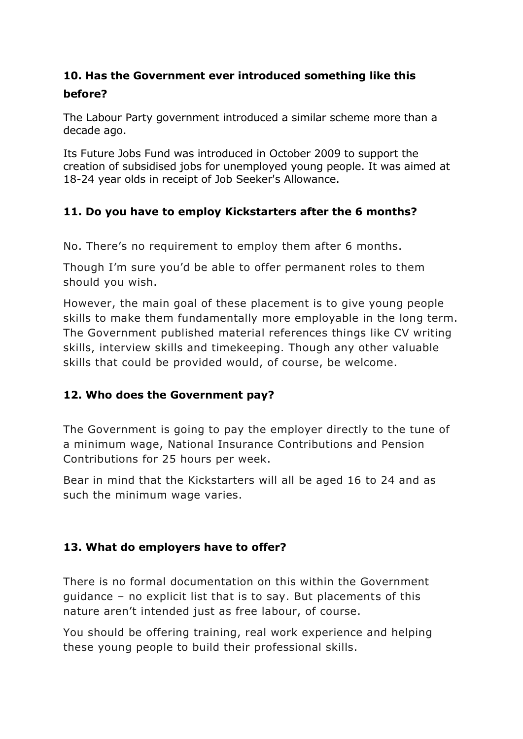### 10. Has the Government ever introduced something like this before?

The Labour Party government introduced a similar scheme more than a decade ago.

Its Future Jobs Fund was introduced in October 2009 to support the creation of subsidised jobs for unemployed young people. It was aimed at 18-24 year olds in receipt of Job Seeker's Allowance.

### 11. Do you have to employ Kickstarters after the 6 months?

No. There's no requirement to employ them after 6 months.

Though I'm sure you'd be able to offer permanent roles to them should you wish.

However, the main goal of these placement is to give young people skills to make them fundamentally more employable in the long term. The Government published material references things like CV writing skills, interview skills and timekeeping. Though any other valuable skills that could be provided would, of course, be welcome.

### 12. Who does the Government pay?

The Government is going to pay the employer directly to the tune of a minimum wage, National Insurance Contributions and Pension Contributions for 25 hours per week.

Bear in mind that the Kickstarters will all be aged 16 to 24 and as such the minimum wage varies.

### 13. What do employers have to offer?

There is no formal documentation on this within the Government guidance – no explicit list that is to say. But placements of this nature aren't intended just as free labour, of course.

You should be offering training, real work experience and helping these young people to build their professional skills.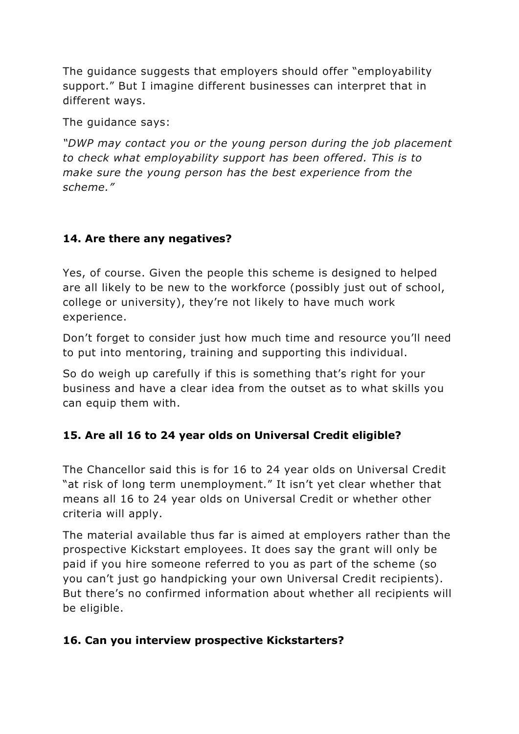The guidance suggests that employers should offer "employability support." But I imagine different businesses can interpret that in different ways.

The guidance says:

*"DWP may contact you or the young person during the job placement to check what employability support has been offered. This is to make sure the young person has the best experience from the scheme."*

## 14. Are there any negatives?

Yes, of course. Given the people this scheme is designed to helped are all likely to be new to the workforce (possibly just out of school, college or university), they're not likely to have much work experience.

Don't forget to consider just how much time and resource you'll need to put into mentoring, training and supporting this individual.

So do weigh up carefully if this is something that's right for your business and have a clear idea from the outset as to what skills you can equip them with.

## 15. Are all 16 to 24 year olds on Universal Credit eligible?

The Chancellor said this is for 16 to 24 year olds on Universal Credit "at risk of long term unemployment." It isn't yet clear whether that means all 16 to 24 year olds on Universal Credit or whether other criteria will apply.

The material available thus far is aimed at employers rather than the prospective Kickstart employees. It does say the grant will only be paid if you hire someone referred to you as part of the scheme (so you can't just go handpicking your own Universal Credit recipients). But there's no confirmed information about whether all recipients will be eligible.

## 16. Can you interview prospective Kickstarters?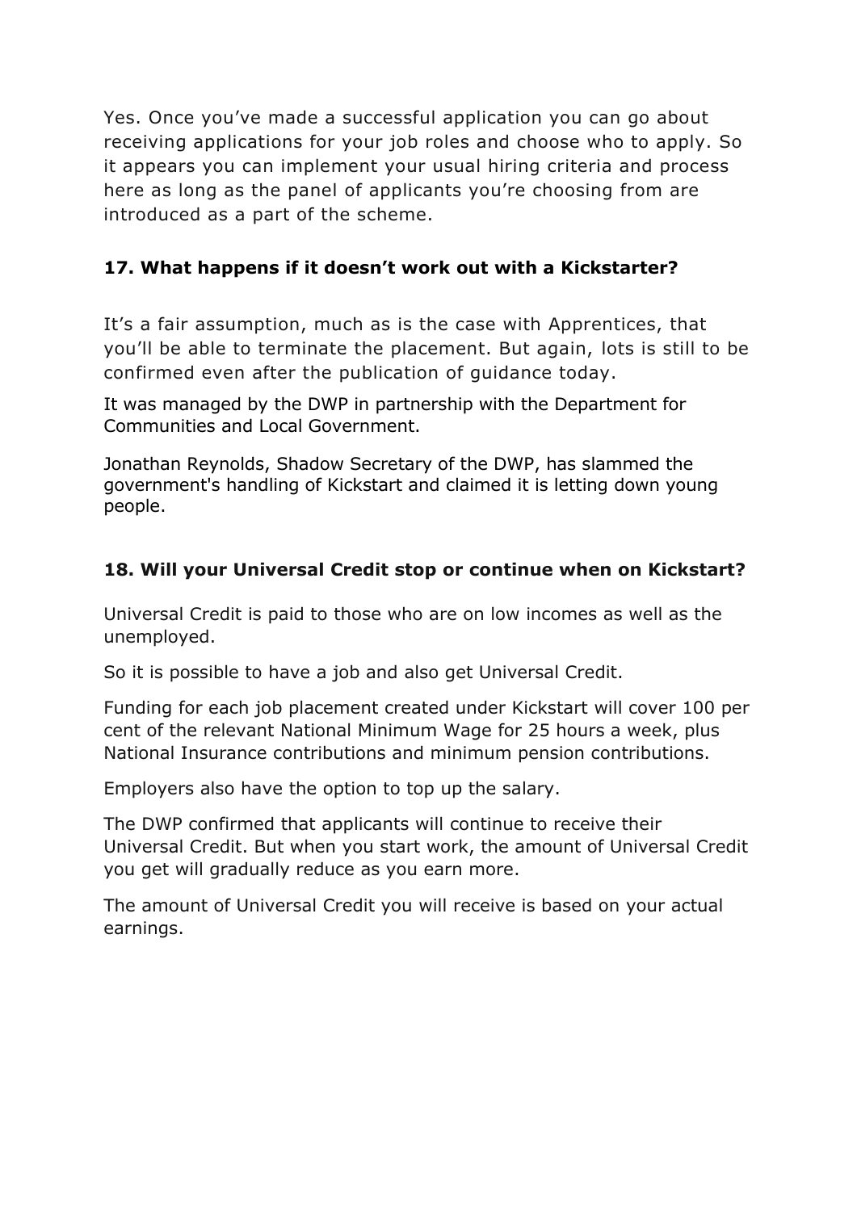Yes. Once you've made a successful application you can go about receiving applications for your job roles and choose who to apply. So it appears you can implement your usual hiring criteria and process here as long as the panel of applicants you're choosing from are introduced as a part of the scheme.

### 17. What happens if it doesn't work out with a Kickstarter?

It's a fair assumption, much as is the case with Apprentices, that you'll be able to terminate the placement. But again, lots is still to be confirmed even after the publication of guidance today.

It was managed by the DWP in partnership with the Department for Communities and Local Government.

Jonathan Reynolds, Shadow Secretary of the DWP, has slammed the government's handling of Kickstart and claimed it is letting down young people.

### 18. Will your Universal Credit stop or continue when on Kickstart?

Universal Credit is paid to those who are on low incomes as well as the unemployed.

So it is possible to have a job and also get Universal Credit.

Funding for each job placement created under Kickstart will cover 100 per cent of the relevant National Minimum Wage for 25 hours a week, plus National Insurance contributions and minimum pension contributions.

Employers also have the option to top up the salary.

The DWP confirmed that applicants will continue to receive their Universal Credit. But when you start work, the amount of Universal Credit you get will gradually reduce as you earn more.

The amount of Universal Credit you will receive is based on your actual earnings.